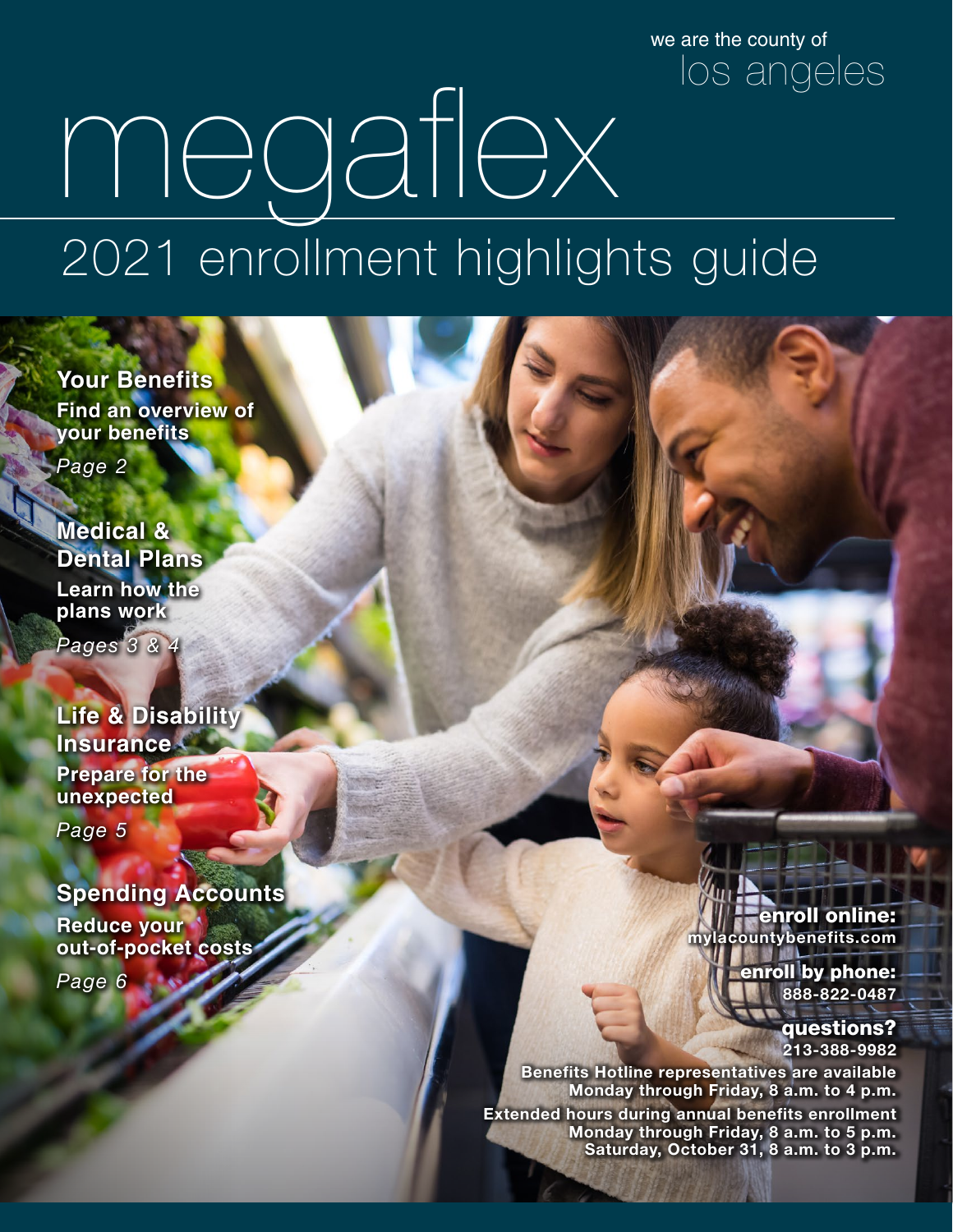we are the county of
los angeles

# megaflex

## 2021 enrollment highlights guide

**Your Benefits**
**Find an overview of your benefits**
*Page 2*

**Medical & Dental Plans**
**Learn how the plans work**
*Pages 3 & 4*

**Life & Disability Insurance**
**Prepare for the unexpected**
*Page 5*

**Spending Accounts**
**Reduce your out-of-pocket costs**
*Page 6*

**enroll online:**
**mylacountybenefits.com**

**enroll by phone:**
**888-822-0487**

**questions?**
**213-388-9982**

**Benefits Hotline representatives are available Monday through Friday, 8 a.m. to 4 p.m.**

**Extended hours during annual benefits enrollment Monday through Friday, 8 a.m. to 5 p.m. Saturday, October 31, 8 a.m. to 3 p.m.**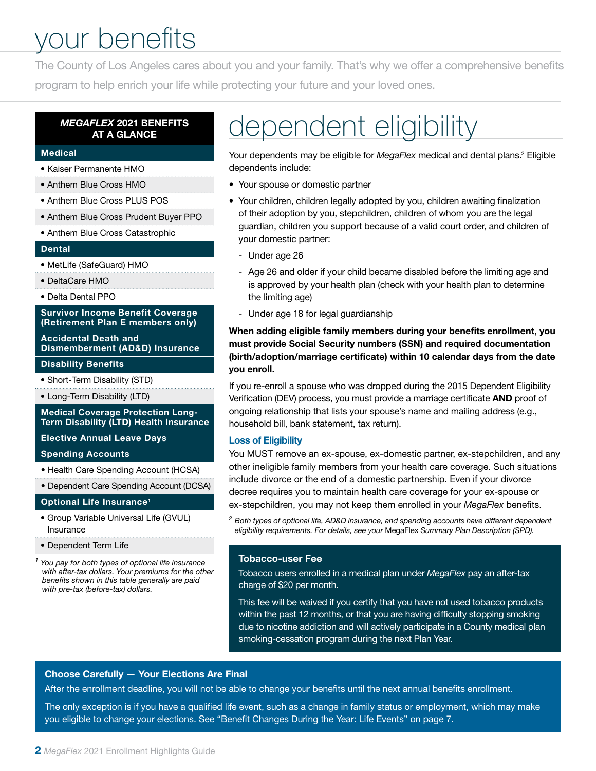# your benefits

The County of Los Angeles cares about you and your family. That's why we offer a comprehensive benefits program to help enrich your life while protecting your future and your loved ones.

### *MEGAFLEX* 2021 BENEFITS AT A GLANCE

**Medical**

- Kaiser Permanente HMO
- Anthem Blue Cross HMO
- Anthem Blue Cross PLUS POS
- Anthem Blue Cross Prudent Buyer PPO
- Anthem Blue Cross Catastrophic

**Dental**

- MetLife (SafeGuard) HMO
- DeltaCare HMO
- Delta Dental PPO

**Survivor Income Benefit Coverage (Retirement Plan E members only)**

**Accidental Death and Dismemberment (AD&D) Insurance**

**Disability Benefits**

- Short-Term Disability (STD)
- Long-Term Disability (LTD)

**Medical Coverage Protection Long-Term Disability (LTD) Health Insurance**

**Elective Annual Leave Days**

**Spending Accounts**

- Health Care Spending Account (HCSA)
- Dependent Care Spending Account (DCSA)

**Optional Life Insurance[1]**

- Group Variable Universal Life (GVUL) Insurance
- Dependent Term Life

*[1] You pay for both types of optional life insurance with after-tax dollars. Your premiums for the other benefits shown in this table generally are paid with pre-tax (before-tax) dollars.*

# dependent eligibility

Your dependents may be eligible for *MegaFlex* medical and dental plans.[2] Eligible dependents include:

- Your spouse or domestic partner
- Your children, children legally adopted by you, children awaiting finalization of their adoption by you, stepchildren, children of whom you are the legal guardian, children you support because of a valid court order, and children of your domestic partner:
  - Under age 26
  - Age 26 and older if your child became disabled before the limiting age and is approved by your health plan (check with your health plan to determine the limiting age)
  - Under age 18 for legal guardianship

**When adding eligible family members during your benefits enrollment, you must provide Social Security numbers (SSN) and required documentation (birth/adoption/marriage certificate) within 10 calendar days from the date you enroll.**

If you re-enroll a spouse who was dropped during the 2015 Dependent Eligibility Verification (DEV) process, you must provide a marriage certificate **AND** proof of ongoing relationship that lists your spouse's name and mailing address (e.g., household bill, bank statement, tax return).

### Loss of Eligibility

You MUST remove an ex-spouse, ex-domestic partner, ex-stepchildren, and any other ineligible family members from your health care coverage. Such situations include divorce or the end of a domestic partnership. Even if your divorce decree requires you to maintain health care coverage for your ex-spouse or ex-stepchildren, you may not keep them enrolled in your *MegaFlex* benefits.

*[2] Both types of optional life, AD&D insurance, and spending accounts have different dependent eligibility requirements. For details, see your* MegaFlex *Summary Plan Description (SPD).*

### Tobacco-user Fee

Tobacco users enrolled in a medical plan under *MegaFlex* pay an after-tax charge of $20 per month.

This fee will be waived if you certify that you have not used tobacco products within the past 12 months, or that you are having difficulty stopping smoking due to nicotine addiction and will actively participate in a County medical plan smoking-cessation program during the next Plan Year.

### Choose Carefully — Your Elections Are Final

After the enrollment deadline, you will not be able to change your benefits until the next annual benefits enrollment.

The only exception is if you have a qualified life event, such as a change in family status or employment, which may make you eligible to change your elections. See "Benefit Changes During the Year: Life Events" on page 7.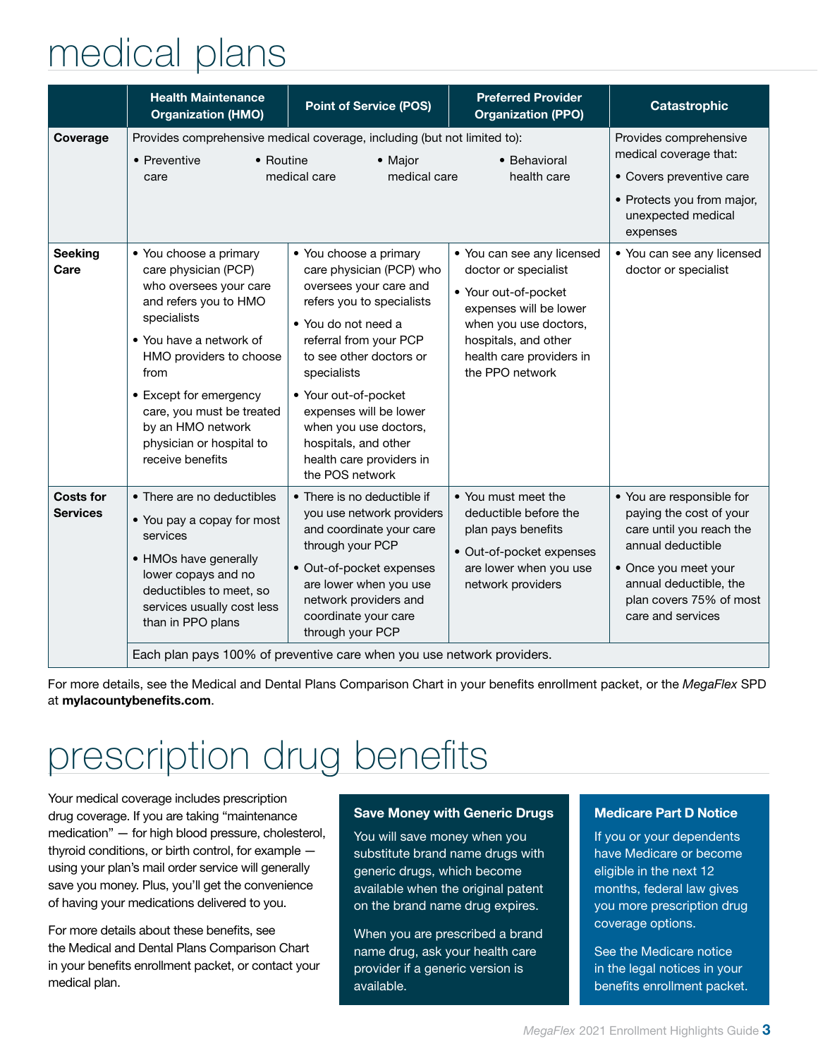# medical plans

| | Health Maintenance Organization (HMO) | Point of Service (POS) | Preferred Provider Organization (PPO) | Catastrophic |
|---|---|---|---|---|
| **Coverage** | Provides comprehensive medical coverage, including (but not limited to): • Preventive care • Routine medical care • Major medical care • Behavioral health care | | | Provides comprehensive medical coverage that: • Covers preventive care • Protects you from major, unexpected medical expenses |
| **Seeking Care** | • You choose a primary care physician (PCP) who oversees your care and refers you to HMO specialists • You have a network of HMO providers to choose from • Except for emergency care, you must be treated by an HMO network physician or hospital to receive benefits | • You choose a primary care physician (PCP) who oversees your care and refers you to specialists • You do not need a referral from your PCP to see other doctors or specialists • Your out-of-pocket expenses will be lower when you use doctors, hospitals, and other health care providers in the POS network | • You can see any licensed doctor or specialist • Your out-of-pocket expenses will be lower when you use doctors, hospitals, and other health care providers in the PPO network | • You can see any licensed doctor or specialist |
| **Costs for Services** | • There are no deductibles • You pay a copay for most services • HMOs have generally lower copays and no deductibles to meet, so services usually cost less than in PPO plans | • There is no deductible if you use network providers and coordinate your care through your PCP • Out-of-pocket expenses are lower when you use network providers and coordinate your care through your PCP | • You must meet the deductible before the plan pays benefits • Out-of-pocket expenses are lower when you use network providers | • You are responsible for paying the cost of your care until you reach the annual deductible • Once you meet your annual deductible, the plan covers 75% of most care and services |
| | Each plan pays 100% of preventive care when you use network providers. | | | |

For more details, see the Medical and Dental Plans Comparison Chart in your benefits enrollment packet, or the *MegaFlex* SPD at **mylacountybenefits.com**.

# prescription drug benefits

Your medical coverage includes prescription drug coverage. If you are taking "maintenance medication" — for high blood pressure, cholesterol, thyroid conditions, or birth control, for example — using your plan's mail order service will generally save you money. Plus, you'll get the convenience of having your medications delivered to you.

For more details about these benefits, see the Medical and Dental Plans Comparison Chart in your benefits enrollment packet, or contact your medical plan.

### Save Money with Generic Drugs

You will save money when you substitute brand name drugs with generic drugs, which become available when the original patent on the brand name drug expires.

When you are prescribed a brand name drug, ask your health care provider if a generic version is available.

### Medicare Part D Notice

If you or your dependents have Medicare or become eligible in the next 12 months, federal law gives you more prescription drug coverage options.

See the Medicare notice in the legal notices in your benefits enrollment packet.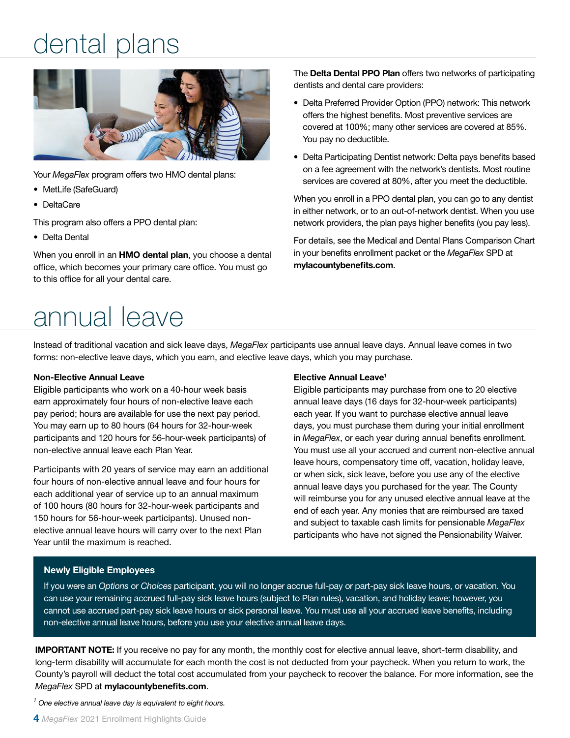# dental plans

Your *MegaFlex* program offers two HMO dental plans:

- MetLife (SafeGuard)
- DeltaCare

This program also offers a PPO dental plan:

- Delta Dental

When you enroll in an **HMO dental plan**, you choose a dental office, which becomes your primary care office. You must go to this office for all your dental care.

The **Delta Dental PPO Plan** offers two networks of participating dentists and dental care providers:

- Delta Preferred Provider Option (PPO) network: This network offers the highest benefits. Most preventive services are covered at 100%; many other services are covered at 85%. You pay no deductible.
- Delta Participating Dentist network: Delta pays benefits based on a fee agreement with the network's dentists. Most routine services are covered at 80%, after you meet the deductible.

When you enroll in a PPO dental plan, you can go to any dentist in either network, or to an out-of-network dentist. When you use network providers, the plan pays higher benefits (you pay less).

For details, see the Medical and Dental Plans Comparison Chart in your benefits enrollment packet or the *MegaFlex* SPD at **mylacountybenefits.com**.

# annual leave

Instead of traditional vacation and sick leave days, *MegaFlex* participants use annual leave days. Annual leave comes in two forms: non-elective leave days, which you earn, and elective leave days, which you may purchase.

**Non-Elective Annual Leave**

Eligible participants who work on a 40-hour week basis earn approximately four hours of non-elective leave each pay period; hours are available for use the next pay period. You may earn up to 80 hours (64 hours for 32-hour-week participants and 120 hours for 56-hour-week participants) of non-elective annual leave each Plan Year.

Participants with 20 years of service may earn an additional four hours of non-elective annual leave and four hours for each additional year of service up to an annual maximum of 100 hours (80 hours for 32-hour-week participants and 150 hours for 56-hour-week participants). Unused non-elective annual leave hours will carry over to the next Plan Year until the maximum is reached.

**Elective Annual Leave[1]**

Eligible participants may purchase from one to 20 elective annual leave days (16 days for 32-hour-week participants) each year. If you want to purchase elective annual leave days, you must purchase them during your initial enrollment in *MegaFlex*, or each year during annual benefits enrollment. You must use all your accrued and current non-elective annual leave hours, compensatory time off, vacation, holiday leave, or when sick, sick leave, before you use any of the elective annual leave days you purchased for the year. The County will reimburse you for any unused elective annual leave at the end of each year. Any monies that are reimbursed are taxed and subject to taxable cash limits for pensionable *MegaFlex* participants who have not signed the Pensionability Waiver.

**Newly Eligible Employees**

If you were an *Options* or *Choices* participant, you will no longer accrue full-pay or part-pay sick leave hours, or vacation. You can use your remaining accrued full-pay sick leave hours (subject to Plan rules), vacation, and holiday leave; however, you cannot use accrued part-pay sick leave hours or sick personal leave. You must use all your accrued leave benefits, including non-elective annual leave hours, before you use your elective annual leave days.

**IMPORTANT NOTE:** If you receive no pay for any month, the monthly cost for elective annual leave, short-term disability, and long-term disability will accumulate for each month the cost is not deducted from your paycheck. When you return to work, the County's payroll will deduct the total cost accumulated from your paycheck to recover the balance. For more information, see the *MegaFlex* SPD at **mylacountybenefits.com**.

[1] *One elective annual leave day is equivalent to eight hours.*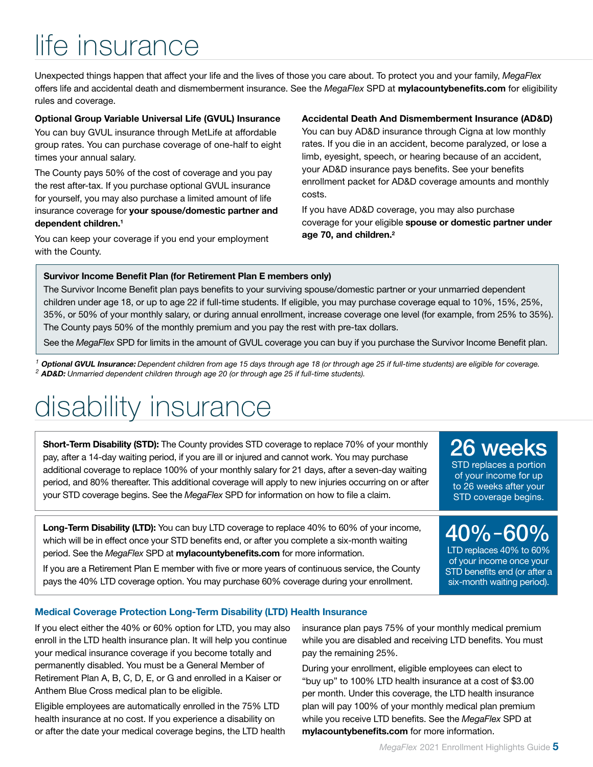# life insurance

Unexpected things happen that affect your life and the lives of those you care about. To protect you and your family, *MegaFlex* offers life and accidental death and dismemberment insurance. See the *MegaFlex* SPD at **mylacountybenefits.com** for eligibility rules and coverage.

**Optional Group Variable Universal Life (GVUL) Insurance**

You can buy GVUL insurance through MetLife at affordable group rates. You can purchase coverage of one-half to eight times your annual salary.

The County pays 50% of the cost of coverage and you pay the rest after-tax. If you purchase optional GVUL insurance for yourself, you may also purchase a limited amount of life insurance coverage for **your spouse/domestic partner and dependent children.**[1]

You can keep your coverage if you end your employment with the County.

**Accidental Death And Dismemberment Insurance (AD&D)**

You can buy AD&D insurance through Cigna at low monthly rates. If you die in an accident, become paralyzed, or lose a limb, eyesight, speech, or hearing because of an accident, your AD&D insurance pays benefits. See your benefits enrollment packet for AD&D coverage amounts and monthly costs.

If you have AD&D coverage, you may also purchase coverage for your eligible **spouse or domestic partner under age 70, and children.**[2]

**Survivor Income Benefit Plan (for Retirement Plan E members only)**

The Survivor Income Benefit plan pays benefits to your surviving spouse/domestic partner or your unmarried dependent children under age 18, or up to age 22 if full-time students. If eligible, you may purchase coverage equal to 10%, 15%, 25%, 35%, or 50% of your monthly salary, or during annual enrollment, increase coverage one level (for example, from 25% to 35%). The County pays 50% of the monthly premium and you pay the rest with pre-tax dollars.

See the *MegaFlex* SPD for limits in the amount of GVUL coverage you can buy if you purchase the Survivor Income Benefit plan.

[1] ***Optional GVUL Insurance:*** *Dependent children from age 15 days through age 18 (or through age 25 if full-time students) are eligible for coverage.*
[2] ***AD&D:*** *Unmarried dependent children through age 20 (or through age 25 if full-time students).*

# disability insurance

**Short-Term Disability (STD):** The County provides STD coverage to replace 70% of your monthly pay, after a 14-day waiting period, if you are ill or injured and cannot work. You may purchase additional coverage to replace 100% of your monthly salary for 21 days, after a seven-day waiting period, and 80% thereafter. This additional coverage will apply to new injuries occurring on or after your STD coverage begins. See the *MegaFlex* SPD for information on how to file a claim.

**26 weeks**
STD replaces a portion of your income for up to 26 weeks after your STD coverage begins.

**Long-Term Disability (LTD):** You can buy LTD coverage to replace 40% to 60% of your income, which will be in effect once your STD benefits end, or after you complete a six-month waiting period. See the *MegaFlex* SPD at **mylacountybenefits.com** for more information.

If you are a Retirement Plan E member with five or more years of continuous service, the County pays the 40% LTD coverage option. You may purchase 60% coverage during your enrollment.

**40%–60%**
LTD replaces 40% to 60% of your income once your STD benefits end (or after a six-month waiting period).

### Medical Coverage Protection Long-Term Disability (LTD) Health Insurance

If you elect either the 40% or 60% option for LTD, you may also enroll in the LTD health insurance plan. It will help you continue your medical insurance coverage if you become totally and permanently disabled. You must be a General Member of Retirement Plan A, B, C, D, E, or G and enrolled in a Kaiser or Anthem Blue Cross medical plan to be eligible.

Eligible employees are automatically enrolled in the 75% LTD health insurance at no cost. If you experience a disability on or after the date your medical coverage begins, the LTD health insurance plan pays 75% of your monthly medical premium while you are disabled and receiving LTD benefits. You must pay the remaining 25%.

During your enrollment, eligible employees can elect to "buy up" to 100% LTD health insurance at a cost of $3.00 per month. Under this coverage, the LTD health insurance plan will pay 100% of your monthly medical plan premium while you receive LTD benefits. See the *MegaFlex* SPD at **mylacountybenefits.com** for more information.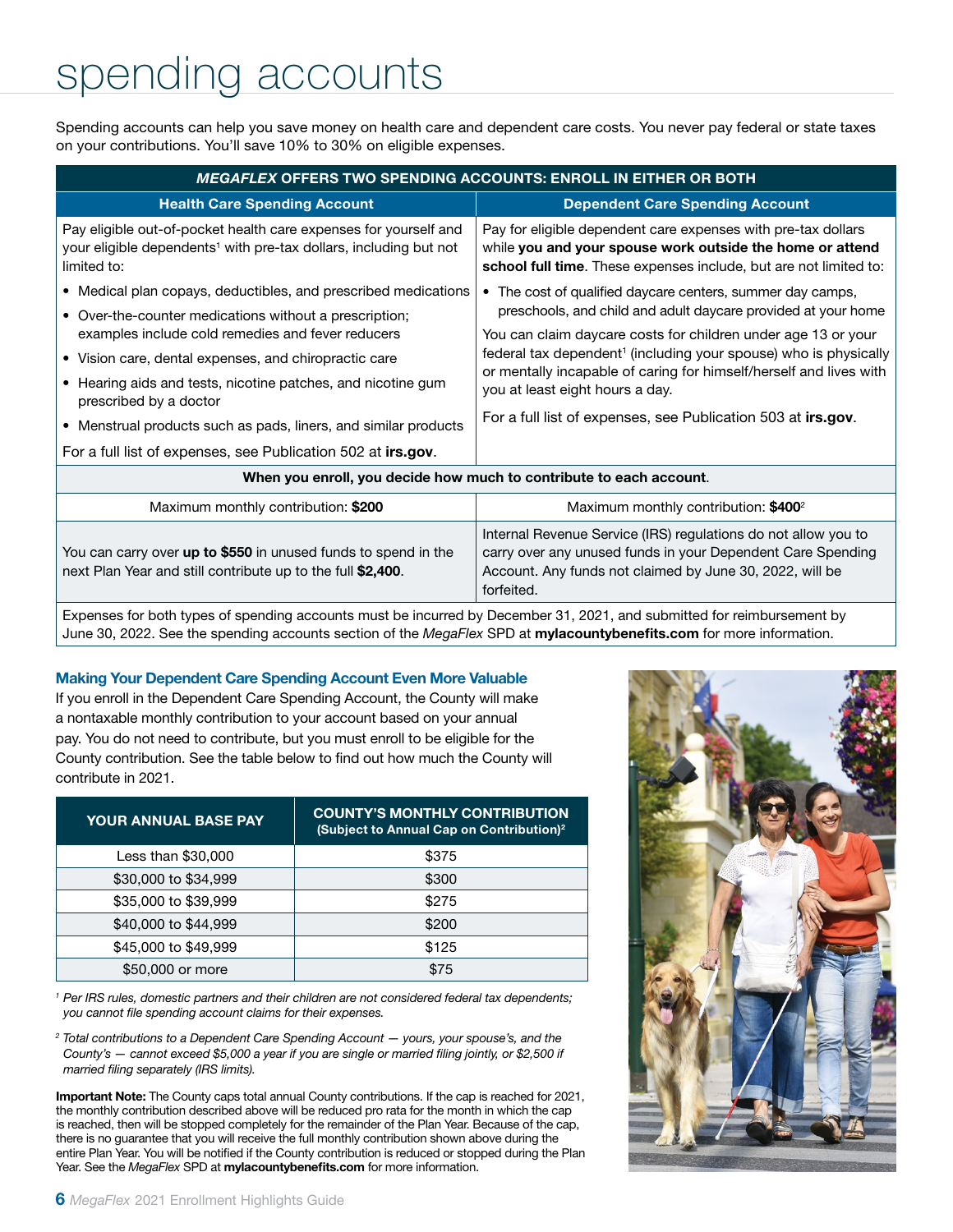# spending accounts

Spending accounts can help you save money on health care and dependent care costs. You never pay federal or state taxes on your contributions. You'll save 10% to 30% on eligible expenses.

| *MEGAFLEX* OFFERS TWO SPENDING ACCOUNTS: ENROLL IN EITHER OR BOTH | |
|---|---|
| **Health Care Spending Account** | **Dependent Care Spending Account** |
| Pay eligible out-of-pocket health care expenses for yourself and your eligible dependents[1] with pre-tax dollars, including but not limited to:<br>• Medical plan copays, deductibles, and prescribed medications<br>• Over-the-counter medications without a prescription; examples include cold remedies and fever reducers<br>• Vision care, dental expenses, and chiropractic care<br>• Hearing aids and tests, nicotine patches, and nicotine gum prescribed by a doctor<br>• Menstrual products such as pads, liners, and similar products<br>For a full list of expenses, see Publication 502 at **irs.gov**. | Pay for eligible dependent care expenses with pre-tax dollars while **you and your spouse work outside the home or attend school full time**. These expenses include, but are not limited to:<br>• The cost of qualified daycare centers, summer day camps, preschools, and child and adult daycare provided at your home<br>You can claim daycare costs for children under age 13 or your federal tax dependent[1] (including your spouse) who is physically or mentally incapable of caring for himself/herself and lives with you at least eight hours a day.<br>For a full list of expenses, see Publication 503 at **irs.gov**. |
| **When you enroll, you decide how much to contribute to each account.** | |
| Maximum monthly contribution: **$200** | Maximum monthly contribution: **$400**[2] |
| You can carry over **up to $550** in unused funds to spend in the next Plan Year and still contribute up to the full **$2,400**. | Internal Revenue Service (IRS) regulations do not allow you to carry over any unused funds in your Dependent Care Spending Account. Any funds not claimed by June 30, 2022, will be forfeited. |
| Expenses for both types of spending accounts must be incurred by December 31, 2021, and submitted for reimbursement by June 30, 2022. See the spending accounts section of the *MegaFlex* SPD at **mylacountybenefits.com** for more information. | |

### Making Your Dependent Care Spending Account Even More Valuable

If you enroll in the Dependent Care Spending Account, the County will make a nontaxable monthly contribution to your account based on your annual pay. You do not need to contribute, but you must enroll to be eligible for the County contribution. See the table below to find out how much the County will contribute in 2021.

| YOUR ANNUAL BASE PAY | COUNTY'S MONTHLY CONTRIBUTION (Subject to Annual Cap on Contribution)[2] |
|---|---|
| Less than $30,000 | $375 |
| $30,000 to $34,999 | $300 |
| $35,000 to $39,999 | $275 |
| $40,000 to $44,999 | $200 |
| $45,000 to $49,999 | $125 |
| $50,000 or more | $75 |

[1] *Per IRS rules, domestic partners and their children are not considered federal tax dependents; you cannot file spending account claims for their expenses.*

[2] *Total contributions to a Dependent Care Spending Account — yours, your spouse's, and the County's — cannot exceed $5,000 a year if you are single or married filing jointly, or $2,500 if married filing separately (IRS limits).*

**Important Note:** The County caps total annual County contributions. If the cap is reached for 2021, the monthly contribution described above will be reduced pro rata for the month in which the cap is reached, then will be stopped completely for the remainder of the Plan Year. Because of the cap, there is no guarantee that you will receive the full monthly contribution shown above during the entire Plan Year. You will be notified if the County contribution is reduced or stopped during the Plan Year. See the *MegaFlex* SPD at **mylacountybenefits.com** for more information.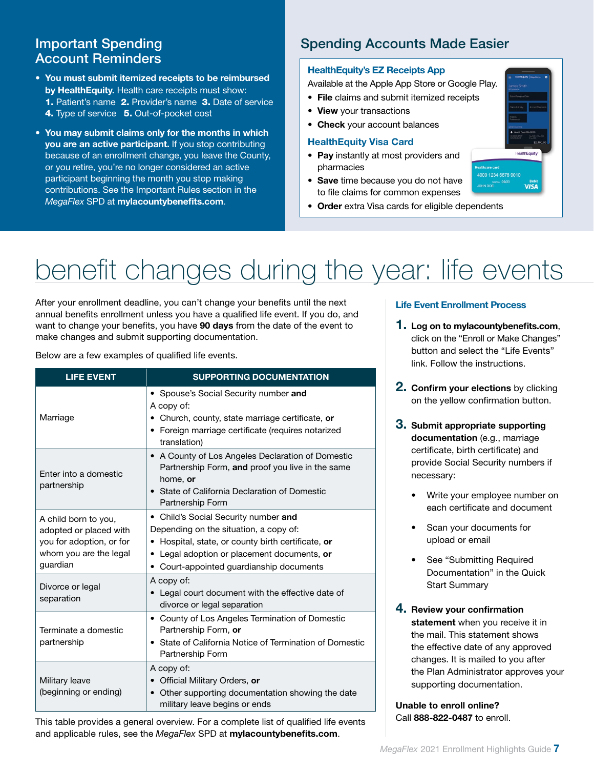## Important Spending Account Reminders

- **You must submit itemized receipts to be reimbursed by HealthEquity.** Health care receipts must show: **1.** Patient's name **2.** Provider's name **3.** Date of service **4.** Type of service **5.** Out-of-pocket cost
- **You may submit claims only for the months in which you are an active participant.** If you stop contributing because of an enrollment change, you leave the County, or you retire, you're no longer considered an active participant beginning the month you stop making contributions. See the Important Rules section in the *MegaFlex* SPD at **mylacountybenefits.com**.

## Spending Accounts Made Easier

### HealthEquity's EZ Receipts App

Available at the Apple App Store or Google Play.

- **File** claims and submit itemized receipts
- **View** your transactions
- **Check** your account balances

### HealthEquity Visa Card

- **Pay** instantly at most providers and pharmacies
- **Save** time because you do not have to file claims for common expenses
- **Order** extra Visa cards for eligible dependents

# benefit changes during the year: life events

After your enrollment deadline, you can't change your benefits until the next annual benefits enrollment unless you have a qualified life event. If you do, and want to change your benefits, you have **90 days** from the date of the event to make changes and submit supporting documentation.

Below are a few examples of qualified life events.

| LIFE EVENT | SUPPORTING DOCUMENTATION |
|---|---|
| Marriage | • Spouse's Social Security number **and**<br>A copy of:<br>• Church, county, state marriage certificate, **or**<br>• Foreign marriage certificate (requires notarized translation) |
| Enter into a domestic partnership | • A County of Los Angeles Declaration of Domestic Partnership Form, **and** proof you live in the same home, **or**<br>• State of California Declaration of Domestic Partnership Form |
| A child born to you, adopted or placed with you for adoption, or for whom you are the legal guardian | • Child's Social Security number **and**<br>Depending on the situation, a copy of:<br>• Hospital, state, or county birth certificate, **or**<br>• Legal adoption or placement documents, **or**<br>• Court-appointed guardianship documents |
| Divorce or legal separation | A copy of:<br>• Legal court document with the effective date of divorce or legal separation |
| Terminate a domestic partnership | • County of Los Angeles Termination of Domestic Partnership Form, **or**<br>• State of California Notice of Termination of Domestic Partnership Form |
| Military leave (beginning or ending) | A copy of:<br>• Official Military Orders, **or**<br>• Other supporting documentation showing the date military leave begins or ends |

This table provides a general overview. For a complete list of qualified life events and applicable rules, see the *MegaFlex* SPD at **mylacountybenefits.com**.

### Life Event Enrollment Process

1. **Log on to mylacountybenefits.com**, click on the "Enroll or Make Changes" button and select the "Life Events" link. Follow the instructions.
2. **Confirm your elections** by clicking on the yellow confirmation button.
3. **Submit appropriate supporting documentation** (e.g., marriage certificate, birth certificate) and provide Social Security numbers if necessary:
   - Write your employee number on each certificate and document
   - Scan your documents for upload or email
   - See "Submitting Required Documentation" in the Quick Start Summary
4. **Review your confirmation statement** when you receive it in the mail. This statement shows the effective date of any approved changes. It is mailed to you after the Plan Administrator approves your supporting documentation.

**Unable to enroll online?**
Call **888-822-0487** to enroll.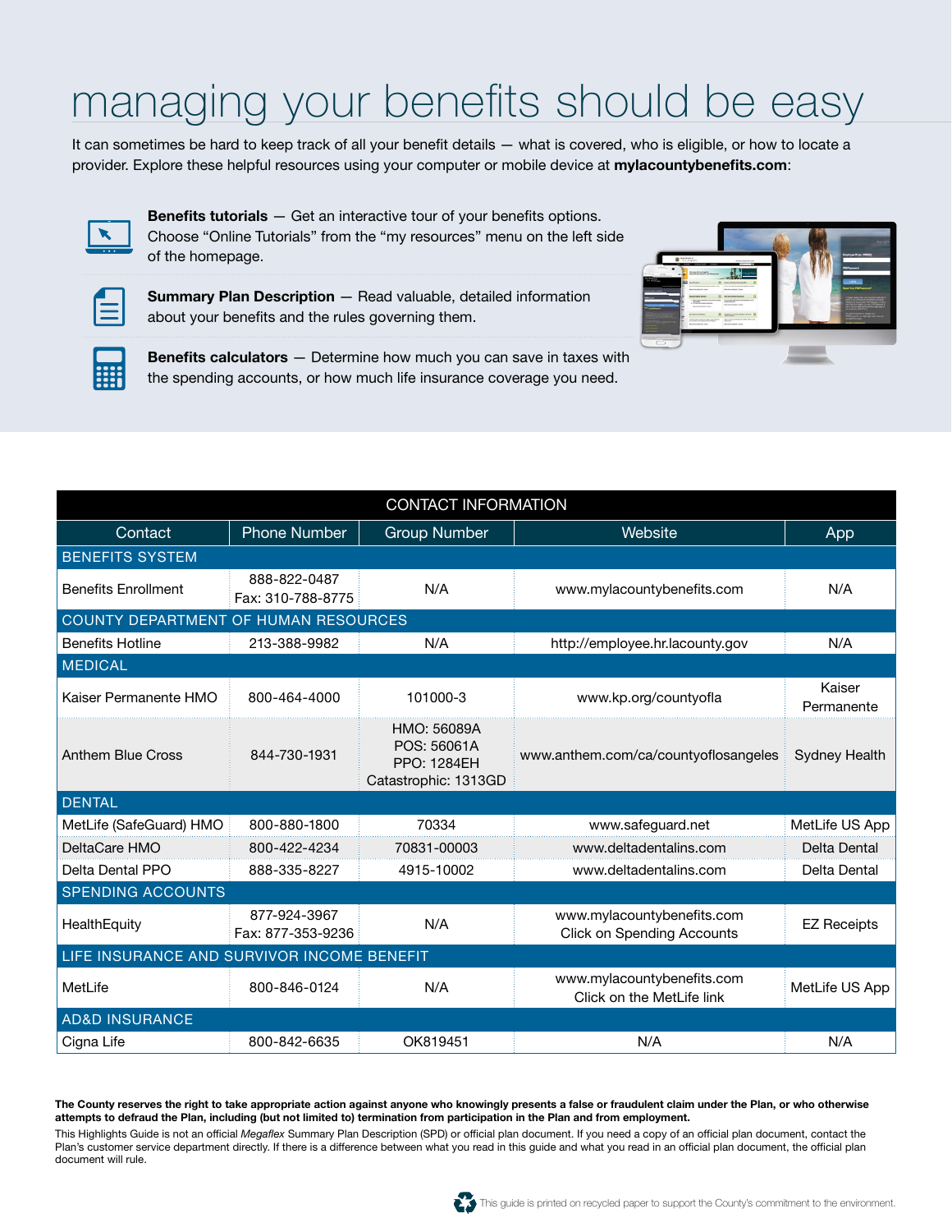# managing your benefits should be easy

It can sometimes be hard to keep track of all your benefit details — what is covered, who is eligible, or how to locate a provider. Explore these helpful resources using your computer or mobile device at **mylacountybenefits.com**:

**Benefits tutorials** — Get an interactive tour of your benefits options. Choose "Online Tutorials" from the "my resources" menu on the left side of the homepage.

**Summary Plan Description** — Read valuable, detailed information about your benefits and the rules governing them.

**Benefits calculators** — Determine how much you can save in taxes with the spending accounts, or how much life insurance coverage you need.

| CONTACT INFORMATION | | | | |
|---|---|---|---|---|
| **Contact** | **Phone Number** | **Group Number** | **Website** | **App** |
| **BENEFITS SYSTEM** | | | | |
| Benefits Enrollment | 888-822-0487<br>Fax: 310-788-8775 | N/A | www.mylacountybenefits.com | N/A |
| **COUNTY DEPARTMENT OF HUMAN RESOURCES** | | | | |
| Benefits Hotline | 213-388-9982 | N/A | http://employee.hr.lacounty.gov | N/A |
| **MEDICAL** | | | | |
| Kaiser Permanente HMO | 800-464-4000 | 101000-3 | www.kp.org/countyofla | Kaiser Permanente |
| Anthem Blue Cross | 844-730-1931 | HMO: 56089A<br>POS: 56061A<br>PPO: 1284EH<br>Catastrophic: 1313GD | www.anthem.com/ca/countyoflosangeles | Sydney Health |
| **DENTAL** | | | | |
| MetLife (SafeGuard) HMO | 800-880-1800 | 70334 | www.safeguard.net | MetLife US App |
| DeltaCare HMO | 800-422-4234 | 70831-00003 | www.deltadentalins.com | Delta Dental |
| Delta Dental PPO | 888-335-8227 | 4915-10002 | www.deltadentalins.com | Delta Dental |
| **SPENDING ACCOUNTS** | | | | |
| HealthEquity | 877-924-3967<br>Fax: 877-353-9236 | N/A | www.mylacountybenefits.com<br>Click on Spending Accounts | EZ Receipts |
| **LIFE INSURANCE AND SURVIVOR INCOME BENEFIT** | | | | |
| MetLife | 800-846-0124 | N/A | www.mylacountybenefits.com<br>Click on the MetLife link | MetLife US App |
| **AD&D INSURANCE** | | | | |
| Cigna Life | 800-842-6635 | OK819451 | N/A | N/A |

**The County reserves the right to take appropriate action against anyone who knowingly presents a false or fraudulent claim under the Plan, or who otherwise attempts to defraud the Plan, including (but not limited to) termination from participation in the Plan and from employment.**

This Highlights Guide is not an official *Megaflex* Summary Plan Description (SPD) or official plan document. If you need a copy of an official plan document, contact the Plan's customer service department directly. If there is a difference between what you read in this guide and what you read in an official plan document, the official plan document will rule.

This guide is printed on recycled paper to support the County's commitment to the environment.